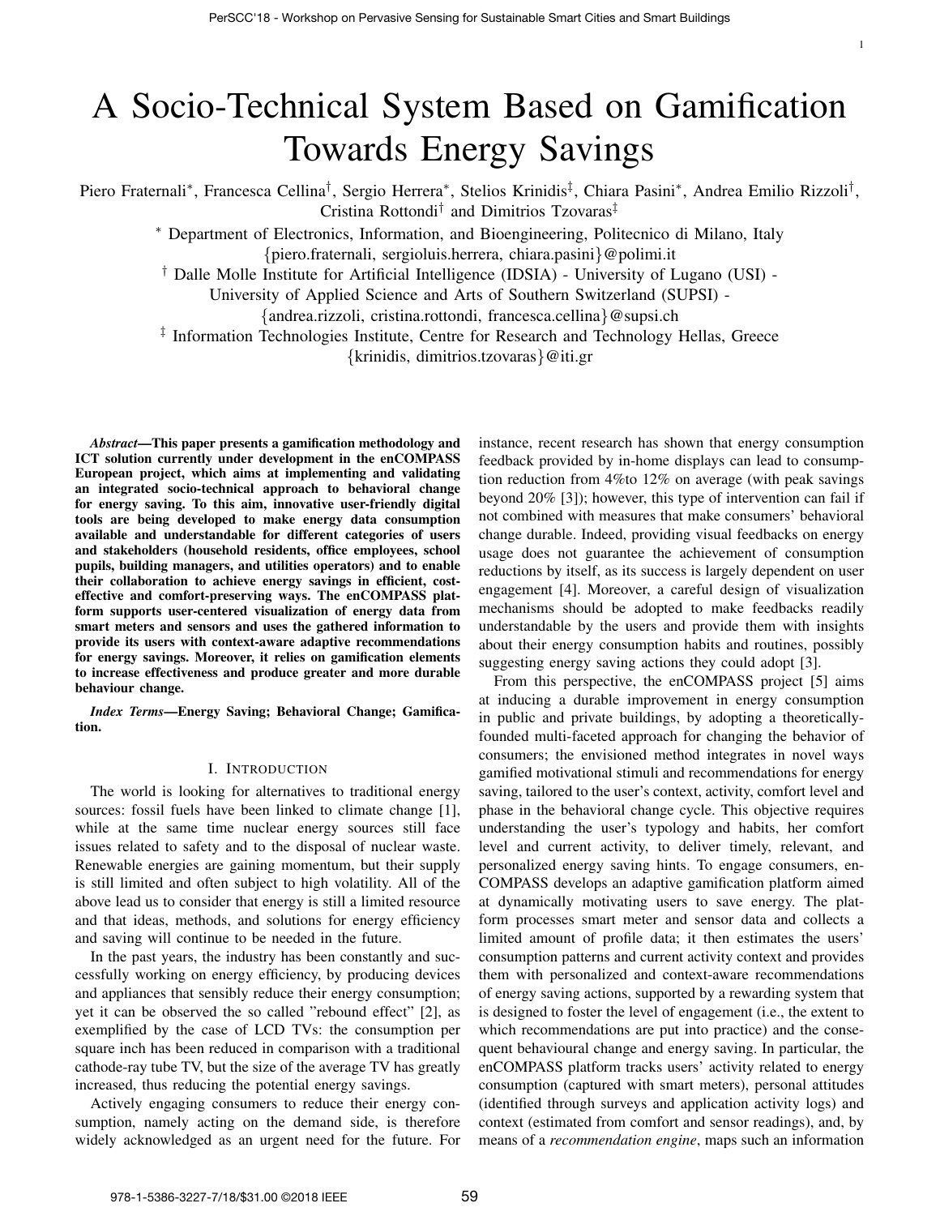# A Socio-Technical System Based on Gamification Towards Energy Savings

Piero Fraternali*, Francesca Cellina†, Sergio Herrera*, Stelios Krinidis‡, Chiara Pasini*, Andrea Emilio Rizzoli†, Cristina Rottondi† and Dimitrios Tzovaras‡

* Department of Electronics, Information, and Bioengineering, Politecnico di Milano, Italy
{piero.fraternali, sergioluis.herrera, chiara.pasini}@polimi.it

† Dalle Molle Institute for Artificial Intelligence (IDSIA) - University of Lugano (USI) -
University of Applied Science and Arts of Southern Switzerland (SUPSI) -
{andrea.rizzoli, cristina.rottondi, francesca.cellina}@supsi.ch

‡ Information Technologies Institute, Centre for Research and Technology Hellas, Greece
{krinidis, dimitrios.tzovaras}@iti.gr

***Abstract*—This paper presents a gamification methodology and ICT solution currently under development in the enCOMPASS European project, which aims at implementing and validating an integrated socio-technical approach to behavioral change for energy saving. To this aim, innovative user-friendly digital tools are being developed to make energy data consumption available and understandable for different categories of users and stakeholders (household residents, office employees, school pupils, building managers, and utilities operators) and to enable their collaboration to achieve energy savings in efficient, cost-effective and comfort-preserving ways. The enCOMPASS platform supports user-centered visualization of energy data from smart meters and sensors and uses the gathered information to provide its users with context-aware adaptive recommendations for energy savings. Moreover, it relies on gamification elements to increase effectiveness and produce greater and more durable behaviour change.**

***Index Terms*—Energy Saving; Behavioral Change; Gamification.**

## I. Introduction

The world is looking for alternatives to traditional energy sources: fossil fuels have been linked to climate change [1], while at the same time nuclear energy sources still face issues related to safety and to the disposal of nuclear waste. Renewable energies are gaining momentum, but their supply is still limited and often subject to high volatility. All of the above lead us to consider that energy is still a limited resource and that ideas, methods, and solutions for energy efficiency and saving will continue to be needed in the future.

In the past years, the industry has been constantly and successfully working on energy efficiency, by producing devices and appliances that sensibly reduce their energy consumption; yet it can be observed the so called "rebound effect" [2], as exemplified by the case of LCD TVs: the consumption per square inch has been reduced in comparison with a traditional cathode-ray tube TV, but the size of the average TV has greatly increased, thus reducing the potential energy savings.

Actively engaging consumers to reduce their energy consumption, namely acting on the demand side, is therefore widely acknowledged as an urgent need for the future. For instance, recent research has shown that energy consumption feedback provided by in-home displays can lead to consumption reduction from 4%to 12% on average (with peak savings beyond 20% [3]); however, this type of intervention can fail if not combined with measures that make consumers' behavioral change durable. Indeed, providing visual feedbacks on energy usage does not guarantee the achievement of consumption reductions by itself, as its success is largely dependent on user engagement [4]. Moreover, a careful design of visualization mechanisms should be adopted to make feedbacks readily understandable by the users and provide them with insights about their energy consumption habits and routines, possibly suggesting energy saving actions they could adopt [3].

From this perspective, the enCOMPASS project [5] aims at inducing a durable improvement in energy consumption in public and private buildings, by adopting a theoretically-founded multi-faceted approach for changing the behavior of consumers; the envisioned method integrates in novel ways gamified motivational stimuli and recommendations for energy saving, tailored to the user's context, activity, comfort level and phase in the behavioral change cycle. This objective requires understanding the user's typology and habits, her comfort level and current activity, to deliver timely, relevant, and personalized energy saving hints. To engage consumers, enCOMPASS develops an adaptive gamification platform aimed at dynamically motivating users to save energy. The platform processes smart meter and sensor data and collects a limited amount of profile data; it then estimates the users' consumption patterns and current activity context and provides them with personalized and context-aware recommendations of energy saving actions, supported by a rewarding system that is designed to foster the level of engagement (i.e., the extent to which recommendations are put into practice) and the consequent behavioural change and energy saving. In particular, the enCOMPASS platform tracks users' activity related to energy consumption (captured with smart meters), personal attitudes (identified through surveys and application activity logs) and context (estimated from comfort and sensor readings), and, by means of a *recommendation engine*, maps such an information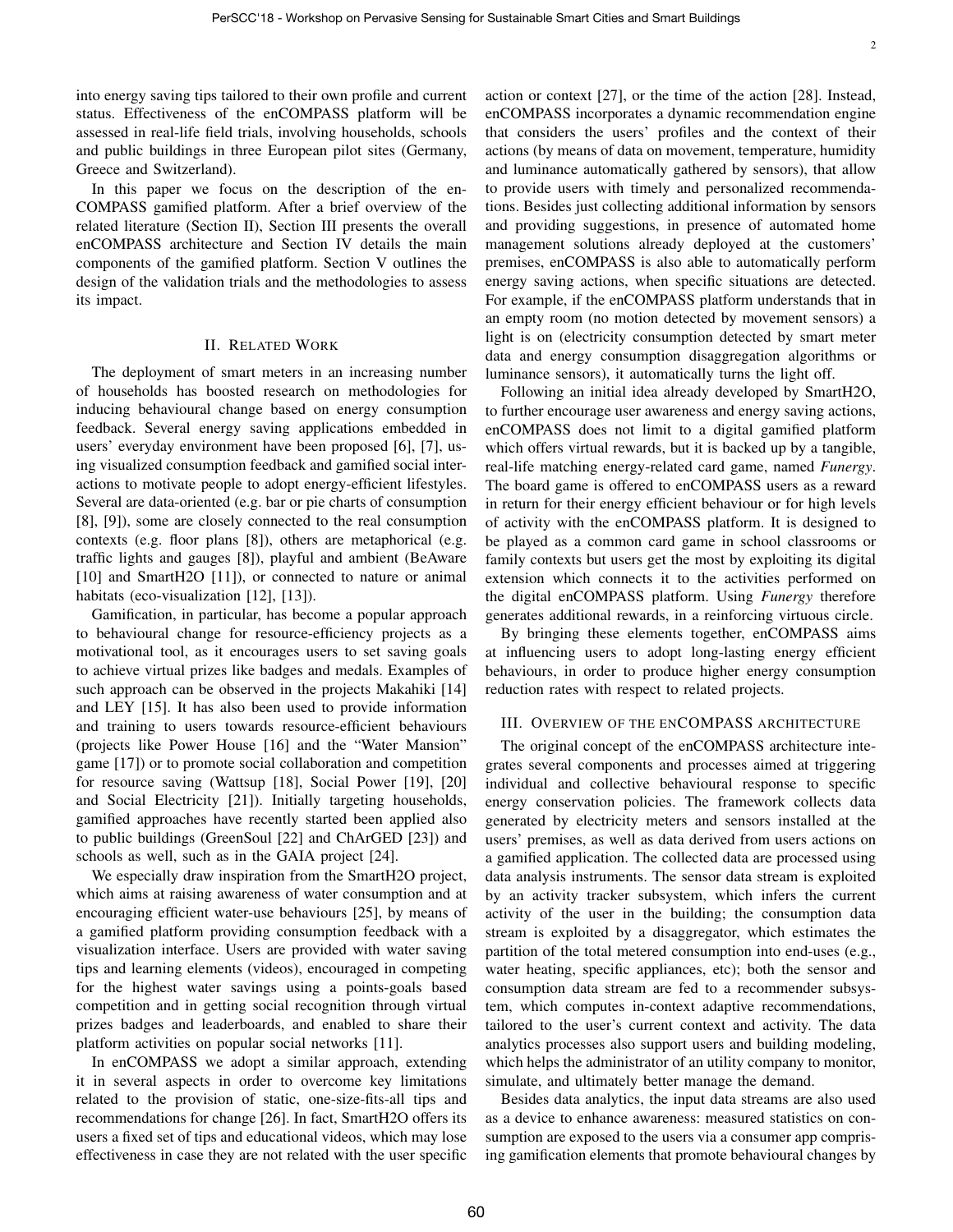into energy saving tips tailored to their own profile and current status. Effectiveness of the enCOMPASS platform will be assessed in real-life field trials, involving households, schools and public buildings in three European pilot sites (Germany, Greece and Switzerland).

In this paper we focus on the description of the enCOMPASS gamified platform. After a brief overview of the related literature (Section II), Section III presents the overall enCOMPASS architecture and Section IV details the main components of the gamified platform. Section V outlines the design of the validation trials and the methodologies to assess its impact.

## II. Related Work

The deployment of smart meters in an increasing number of households has boosted research on methodologies for inducing behavioural change based on energy consumption feedback. Several energy saving applications embedded in users' everyday environment have been proposed [6], [7], using visualized consumption feedback and gamified social interactions to motivate people to adopt energy-efficient lifestyles. Several are data-oriented (e.g. bar or pie charts of consumption [8], [9]), some are closely connected to the real consumption contexts (e.g. floor plans [8]), others are metaphorical (e.g. traffic lights and gauges [8]), playful and ambient (BeAware [10] and SmartH2O [11]), or connected to nature or animal habitats (eco-visualization [12], [13]).

Gamification, in particular, has become a popular approach to behavioural change for resource-efficiency projects as a motivational tool, as it encourages users to set saving goals to achieve virtual prizes like badges and medals. Examples of such approach can be observed in the projects Makahiki [14] and LEY [15]. It has also been used to provide information and training to users towards resource-efficient behaviours (projects like Power House [16] and the "Water Mansion" game [17]) or to promote social collaboration and competition for resource saving (Wattsup [18], Social Power [19], [20] and Social Electricity [21]). Initially targeting households, gamified approaches have recently started been applied also to public buildings (GreenSoul [22] and ChArGED [23]) and schools as well, such as in the GAIA project [24].

We especially draw inspiration from the SmartH2O project, which aims at raising awareness of water consumption and at encouraging efficient water-use behaviours [25], by means of a gamified platform providing consumption feedback with a visualization interface. Users are provided with water saving tips and learning elements (videos), encouraged in competing for the highest water savings using a points-goals based competition and in getting social recognition through virtual prizes badges and leaderboards, and enabled to share their platform activities on popular social networks [11].

In enCOMPASS we adopt a similar approach, extending it in several aspects in order to overcome key limitations related to the provision of static, one-size-fits-all tips and recommendations for change [26]. In fact, SmartH2O offers its users a fixed set of tips and educational videos, which may lose effectiveness in case they are not related with the user specific action or context [27], or the time of the action [28]. Instead, enCOMPASS incorporates a dynamic recommendation engine that considers the users' profiles and the context of their actions (by means of data on movement, temperature, humidity and luminance automatically gathered by sensors), that allow to provide users with timely and personalized recommendations. Besides just collecting additional information by sensors and providing suggestions, in presence of automated home management solutions already deployed at the customers' premises, enCOMPASS is also able to automatically perform energy saving actions, when specific situations are detected. For example, if the enCOMPASS platform understands that in an empty room (no motion detected by movement sensors) a light is on (electricity consumption detected by smart meter data and energy consumption disaggregation algorithms or luminance sensors), it automatically turns the light off.

Following an initial idea already developed by SmartH2O, to further encourage user awareness and energy saving actions, enCOMPASS does not limit to a digital gamified platform which offers virtual rewards, but it is backed up by a tangible, real-life matching energy-related card game, named *Funergy*. The board game is offered to enCOMPASS users as a reward in return for their energy efficient behaviour or for high levels of activity with the enCOMPASS platform. It is designed to be played as a common card game in school classrooms or family contexts but users get the most by exploiting its digital extension which connects it to the activities performed on the digital enCOMPASS platform. Using *Funergy* therefore generates additional rewards, in a reinforcing virtuous circle.

By bringing these elements together, enCOMPASS aims at influencing users to adopt long-lasting energy efficient behaviours, in order to produce higher energy consumption reduction rates with respect to related projects.

## III. Overview of the enCOMPASS architecture

The original concept of the enCOMPASS architecture integrates several components and processes aimed at triggering individual and collective behavioural response to specific energy conservation policies. The framework collects data generated by electricity meters and sensors installed at the users' premises, as well as data derived from users actions on a gamified application. The collected data are processed using data analysis instruments. The sensor data stream is exploited by an activity tracker subsystem, which infers the current activity of the user in the building; the consumption data stream is exploited by a disaggregator, which estimates the partition of the total metered consumption into end-uses (e.g., water heating, specific appliances, etc); both the sensor and consumption data stream are fed to a recommender subsystem, which computes in-context adaptive recommendations, tailored to the user's current context and activity. The data analytics processes also support users and building modeling, which helps the administrator of an utility company to monitor, simulate, and ultimately better manage the demand.

Besides data analytics, the input data streams are also used as a device to enhance awareness: measured statistics on consumption are exposed to the users via a consumer app comprising gamification elements that promote behavioural changes by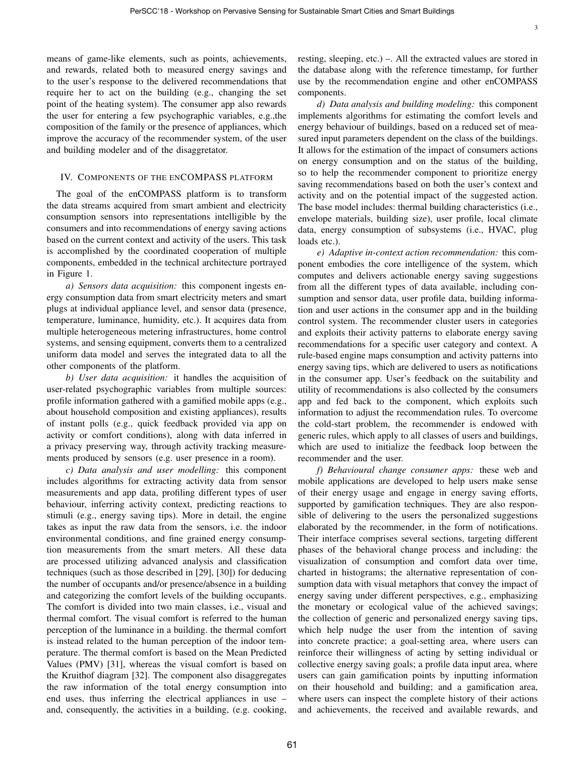means of game-like elements, such as points, achievements, and rewards, related both to measured energy savings and to the user's response to the delivered recommendations that require her to act on the building (e.g., changing the set point of the heating system). The consumer app also rewards the user for entering a few psychographic variables, e.g.,the composition of the family or the presence of appliances, which improve the accuracy of the recommender system, of the user and building modeler and of the disaggretator.

## IV. Components of the enCOMPASS platform

The goal of the enCOMPASS platform is to transform the data streams acquired from smart ambient and electricity consumption sensors into representations intelligible by the consumers and into recommendations of energy saving actions based on the current context and activity of the users. This task is accomplished by the coordinated cooperation of multiple components, embedded in the technical architecture portrayed in Figure 1.

*a) Sensors data acquisition:* this component ingests energy consumption data from smart electricity meters and smart plugs at individual appliance level, and sensor data (presence, temperature, luminance, humidity, etc.). It acquires data from multiple heterogeneous metering infrastructures, home control systems, and sensing equipment, converts them to a centralized uniform data model and serves the integrated data to all the other components of the platform.

*b) User data acquisition:* it handles the acquisition of user-related psychographic variables from multiple sources: profile information gathered with a gamified mobile apps (e.g., about household composition and existing appliances), results of instant polls (e.g., quick feedback provided via app on activity or comfort conditions), along with data inferred in a privacy preserving way, through activity tracking measurements produced by sensors (e.g. user presence in a room).

*c) Data analysis and user modelling:* this component includes algorithms for extracting activity data from sensor measurements and app data, profiling different types of user behaviour, inferring activity context, predicting reactions to stimuli (e.g., energy saving tips). More in detail, the engine takes as input the raw data from the sensors, i.e. the indoor environmental conditions, and fine grained energy consumption measurements from the smart meters. All these data are processed utilizing advanced analysis and classification techniques (such as those described in [29], [30]) for deducing the number of occupants and/or presence/absence in a building and categorizing the comfort levels of the building occupants. The comfort is divided into two main classes, i.e., visual and thermal comfort. The visual comfort is referred to the human perception of the luminance in a building. the thermal comfort is instead related to the human perception of the indoor temperature. The thermal comfort is based on the Mean Predicted Values (PMV) [31], whereas the visual comfort is based on the Kruithof diagram [32]. The component also disaggregates the raw information of the total energy consumption into end uses, thus inferring the electrical appliances in use – and, consequently, the activities in a building, (e.g. cooking, resting, sleeping, etc.) –. All the extracted values are stored in the database along with the reference timestamp, for further use by the recommendation engine and other enCOMPASS components.

*d) Data analysis and building modeling:* this component implements algorithms for estimating the comfort levels and energy behaviour of buildings, based on a reduced set of measured input parameters dependent on the class of the buildings. It allows for the estimation of the impact of consumers actions on energy consumption and on the status of the building, so to help the recommender component to prioritize energy saving recommendations based on both the user's context and activity and on the potential impact of the suggested action. The base model includes: thermal building characteristics (i.e., envelope materials, building size), user profile, local climate data, energy consumption of subsystems (i.e., HVAC, plug loads etc.).

*e) Adaptive in-context action recommendation:* this component embodies the core intelligence of the system, which computes and delivers actionable energy saving suggestions from all the different types of data available, including consumption and sensor data, user profile data, building information and user actions in the consumer app and in the building control system. The recommender cluster users in categories and exploits their activity patterns to elaborate energy saving recommendations for a specific user category and context. A rule-based engine maps consumption and activity patterns into energy saving tips, which are delivered to users as notifications in the consumer app. User's feedback on the suitability and utility of recommendations is also collected by the consumers app and fed back to the component, which exploits such information to adjust the recommendation rules. To overcome the cold-start problem, the recommender is endowed with generic rules, which apply to all classes of users and buildings, which are used to initialize the feedback loop between the recommender and the user.

*f) Behavioural change consumer apps:* these web and mobile applications are developed to help users make sense of their energy usage and engage in energy saving efforts, supported by gamification techniques. They are also responsible of delivering to the users the personalized suggestions elaborated by the recommender, in the form of notifications. Their interface comprises several sections, targeting different phases of the behavioral change process and including: the visualization of consumption and comfort data over time, charted in histograms; the alternative representation of consumption data with visual metaphors that convey the impact of energy saving under different perspectives, e.g., emphasizing the monetary or ecological value of the achieved savings; the collection of generic and personalized energy saving tips, which help nudge the user from the intention of saving into concrete practice; a goal-setting area, where users can reinforce their willingness of acting by setting individual or collective energy saving goals; a profile data input area, where users can gain gamification points by inputting information on their household and building; and a gamification area, where users can inspect the complete history of their actions and achievements, the received and available rewards, and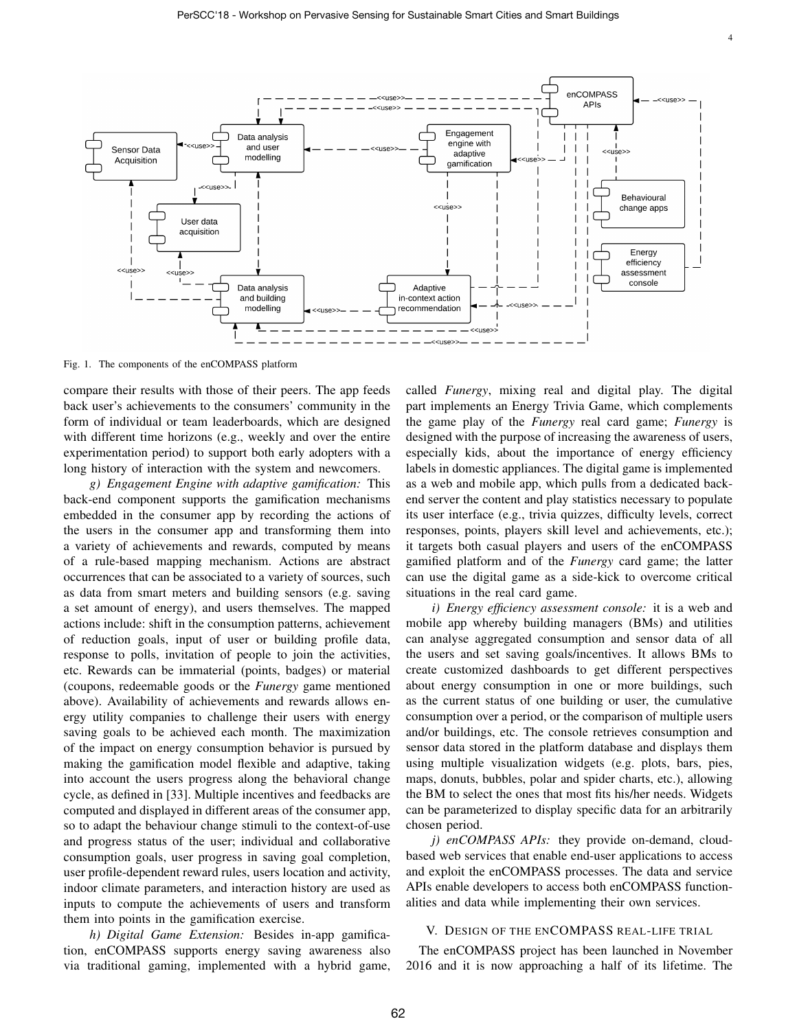Fig. 1. The components of the enCOMPASS platform

compare their results with those of their peers. The app feeds back user's achievements to the consumers' community in the form of individual or team leaderboards, which are designed with different time horizons (e.g., weekly and over the entire experimentation period) to support both early adopters with a long history of interaction with the system and newcomers.

*g) Engagement Engine with adaptive gamification:* This back-end component supports the gamification mechanisms embedded in the consumer app by recording the actions of the users in the consumer app and transforming them into a variety of achievements and rewards, computed by means of a rule-based mapping mechanism. Actions are abstract occurrences that can be associated to a variety of sources, such as data from smart meters and building sensors (e.g. saving a set amount of energy), and users themselves. The mapped actions include: shift in the consumption patterns, achievement of reduction goals, input of user or building profile data, response to polls, invitation of people to join the activities, etc. Rewards can be immaterial (points, badges) or material (coupons, redeemable goods or the *Funergy* game mentioned above). Availability of achievements and rewards allows energy utility companies to challenge their users with energy saving goals to be achieved each month. The maximization of the impact on energy consumption behavior is pursued by making the gamification model flexible and adaptive, taking into account the users progress along the behavioral change cycle, as defined in [33]. Multiple incentives and feedbacks are computed and displayed in different areas of the consumer app, so to adapt the behaviour change stimuli to the context-of-use and progress status of the user; individual and collaborative consumption goals, user progress in saving goal completion, user profile-dependent reward rules, users location and activity, indoor climate parameters, and interaction history are used as inputs to compute the achievements of users and transform them into points in the gamification exercise.

*h) Digital Game Extension:* Besides in-app gamification, enCOMPASS supports energy saving awareness also via traditional gaming, implemented with a hybrid game, called *Funergy*, mixing real and digital play. The digital part implements an Energy Trivia Game, which complements the game play of the *Funergy* real card game; *Funergy* is designed with the purpose of increasing the awareness of users, especially kids, about the importance of energy efficiency labels in domestic appliances. The digital game is implemented as a web and mobile app, which pulls from a dedicated back-end server the content and play statistics necessary to populate its user interface (e.g., trivia quizzes, difficulty levels, correct responses, points, players skill level and achievements, etc.); it targets both casual players and users of the enCOMPASS gamified platform and of the *Funergy* card game; the latter can use the digital game as a side-kick to overcome critical situations in the real card game.

*i) Energy efficiency assessment console:* it is a web and mobile app whereby building managers (BMs) and utilities can analyse aggregated consumption and sensor data of all the users and set saving goals/incentives. It allows BMs to create customized dashboards to get different perspectives about energy consumption in one or more buildings, such as the current status of one building or user, the cumulative consumption over a period, or the comparison of multiple users and/or buildings, etc. The console retrieves consumption and sensor data stored in the platform database and displays them using multiple visualization widgets (e.g. plots, bars, pies, maps, donuts, bubbles, polar and spider charts, etc.), allowing the BM to select the ones that most fits his/her needs. Widgets can be parameterized to display specific data for an arbitrarily chosen period.

*j) enCOMPASS APIs:* they provide on-demand, cloud-based web services that enable end-user applications to access and exploit the enCOMPASS processes. The data and service APIs enable developers to access both enCOMPASS functionalities and data while implementing their own services.

## V. Design of the enCOMPASS real-life trial

The enCOMPASS project has been launched in November 2016 and it is now approaching a half of its lifetime. The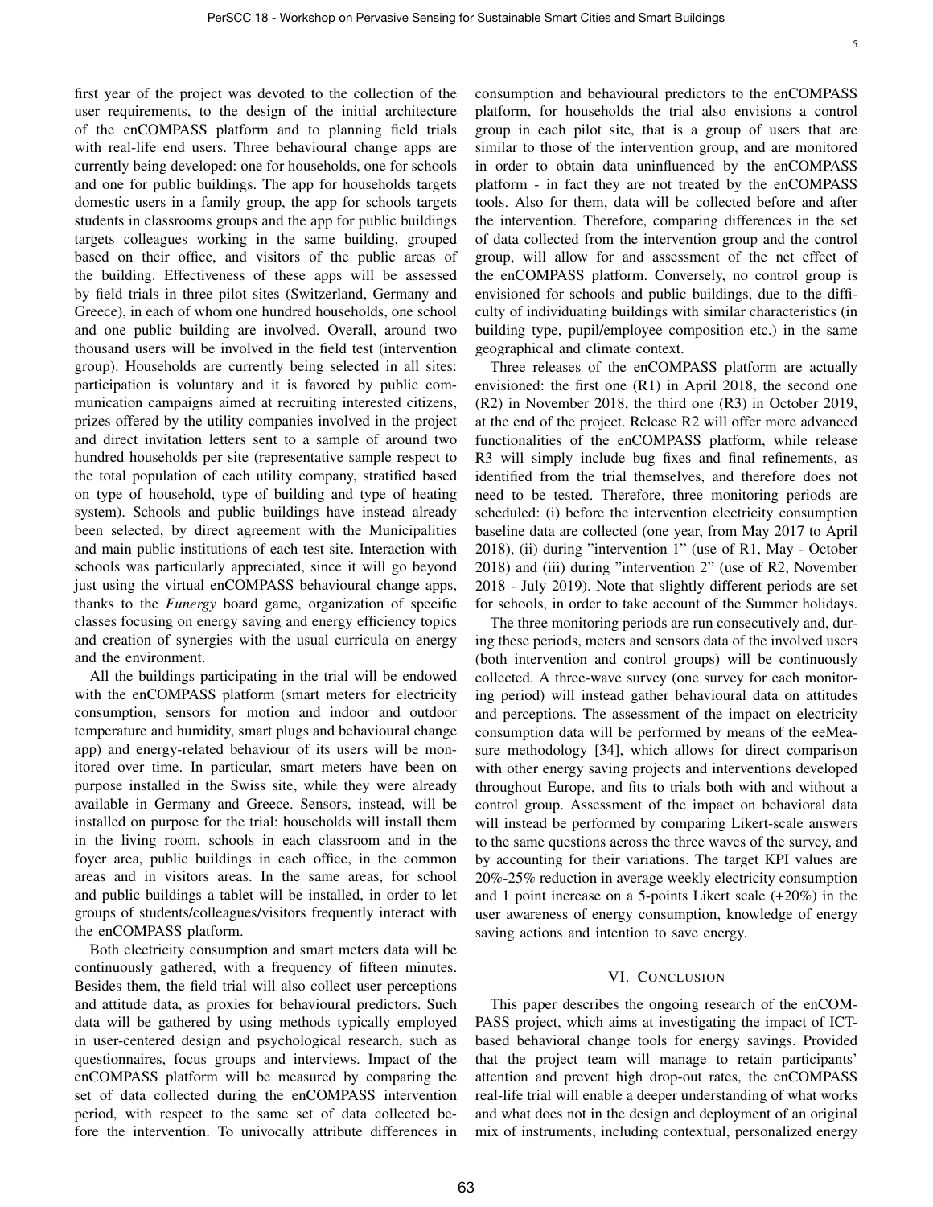first year of the project was devoted to the collection of the user requirements, to the design of the initial architecture of the enCOMPASS platform and to planning field trials with real-life end users. Three behavioural change apps are currently being developed: one for households, one for schools and one for public buildings. The app for households targets domestic users in a family group, the app for schools targets students in classrooms groups and the app for public buildings targets colleagues working in the same building, grouped based on their office, and visitors of the public areas of the building. Effectiveness of these apps will be assessed by field trials in three pilot sites (Switzerland, Germany and Greece), in each of whom one hundred households, one school and one public building are involved. Overall, around two thousand users will be involved in the field test (intervention group). Households are currently being selected in all sites: participation is voluntary and it is favored by public communication campaigns aimed at recruiting interested citizens, prizes offered by the utility companies involved in the project and direct invitation letters sent to a sample of around two hundred households per site (representative sample respect to the total population of each utility company, stratified based on type of household, type of building and type of heating system). Schools and public buildings have instead already been selected, by direct agreement with the Municipalities and main public institutions of each test site. Interaction with schools was particularly appreciated, since it will go beyond just using the virtual enCOMPASS behavioural change apps, thanks to the *Funergy* board game, organization of specific classes focusing on energy saving and energy efficiency topics and creation of synergies with the usual curricula on energy and the environment.

All the buildings participating in the trial will be endowed with the enCOMPASS platform (smart meters for electricity consumption, sensors for motion and indoor and outdoor temperature and humidity, smart plugs and behavioural change app) and energy-related behaviour of its users will be monitored over time. In particular, smart meters have been on purpose installed in the Swiss site, while they were already available in Germany and Greece. Sensors, instead, will be installed on purpose for the trial: households will install them in the living room, schools in each classroom and in the foyer area, public buildings in each office, in the common areas and in visitors areas. In the same areas, for school and public buildings a tablet will be installed, in order to let groups of students/colleagues/visitors frequently interact with the enCOMPASS platform.

Both electricity consumption and smart meters data will be continuously gathered, with a frequency of fifteen minutes. Besides them, the field trial will also collect user perceptions and attitude data, as proxies for behavioural predictors. Such data will be gathered by using methods typically employed in user-centered design and psychological research, such as questionnaires, focus groups and interviews. Impact of the enCOMPASS platform will be measured by comparing the set of data collected during the enCOMPASS intervention period, with respect to the same set of data collected before the intervention. To univocally attribute differences in consumption and behavioural predictors to the enCOMPASS platform, for households the trial also envisions a control group in each pilot site, that is a group of users that are similar to those of the intervention group, and are monitored in order to obtain data uninfluenced by the enCOMPASS platform - in fact they are not treated by the enCOMPASS tools. Also for them, data will be collected before and after the intervention. Therefore, comparing differences in the set of data collected from the intervention group and the control group, will allow for and assessment of the net effect of the enCOMPASS platform. Conversely, no control group is envisioned for schools and public buildings, due to the difficulty of individuating buildings with similar characteristics (in building type, pupil/employee composition etc.) in the same geographical and climate context.

Three releases of the enCOMPASS platform are actually envisioned: the first one (R1) in April 2018, the second one (R2) in November 2018, the third one (R3) in October 2019, at the end of the project. Release R2 will offer more advanced functionalities of the enCOMPASS platform, while release R3 will simply include bug fixes and final refinements, as identified from the trial themselves, and therefore does not need to be tested. Therefore, three monitoring periods are scheduled: (i) before the intervention electricity consumption baseline data are collected (one year, from May 2017 to April 2018), (ii) during "intervention 1" (use of R1, May - October 2018) and (iii) during "intervention 2" (use of R2, November 2018 - July 2019). Note that slightly different periods are set for schools, in order to take account of the Summer holidays.

The three monitoring periods are run consecutively and, during these periods, meters and sensors data of the involved users (both intervention and control groups) will be continuously collected. A three-wave survey (one survey for each monitoring period) will instead gather behavioural data on attitudes and perceptions. The assessment of the impact on electricity consumption data will be performed by means of the eeMeasure methodology [34], which allows for direct comparison with other energy saving projects and interventions developed throughout Europe, and fits to trials both with and without a control group. Assessment of the impact on behavioral data will instead be performed by comparing Likert-scale answers to the same questions across the three waves of the survey, and by accounting for their variations. The target KPI values are 20%-25% reduction in average weekly electricity consumption and 1 point increase on a 5-points Likert scale (+20%) in the user awareness of energy consumption, knowledge of energy saving actions and intention to save energy.

## VI. Conclusion

This paper describes the ongoing research of the enCOMPASS project, which aims at investigating the impact of ICT-based behavioral change tools for energy savings. Provided that the project team will manage to retain participants' attention and prevent high drop-out rates, the enCOMPASS real-life trial will enable a deeper understanding of what works and what does not in the design and deployment of an original mix of instruments, including contextual, personalized energy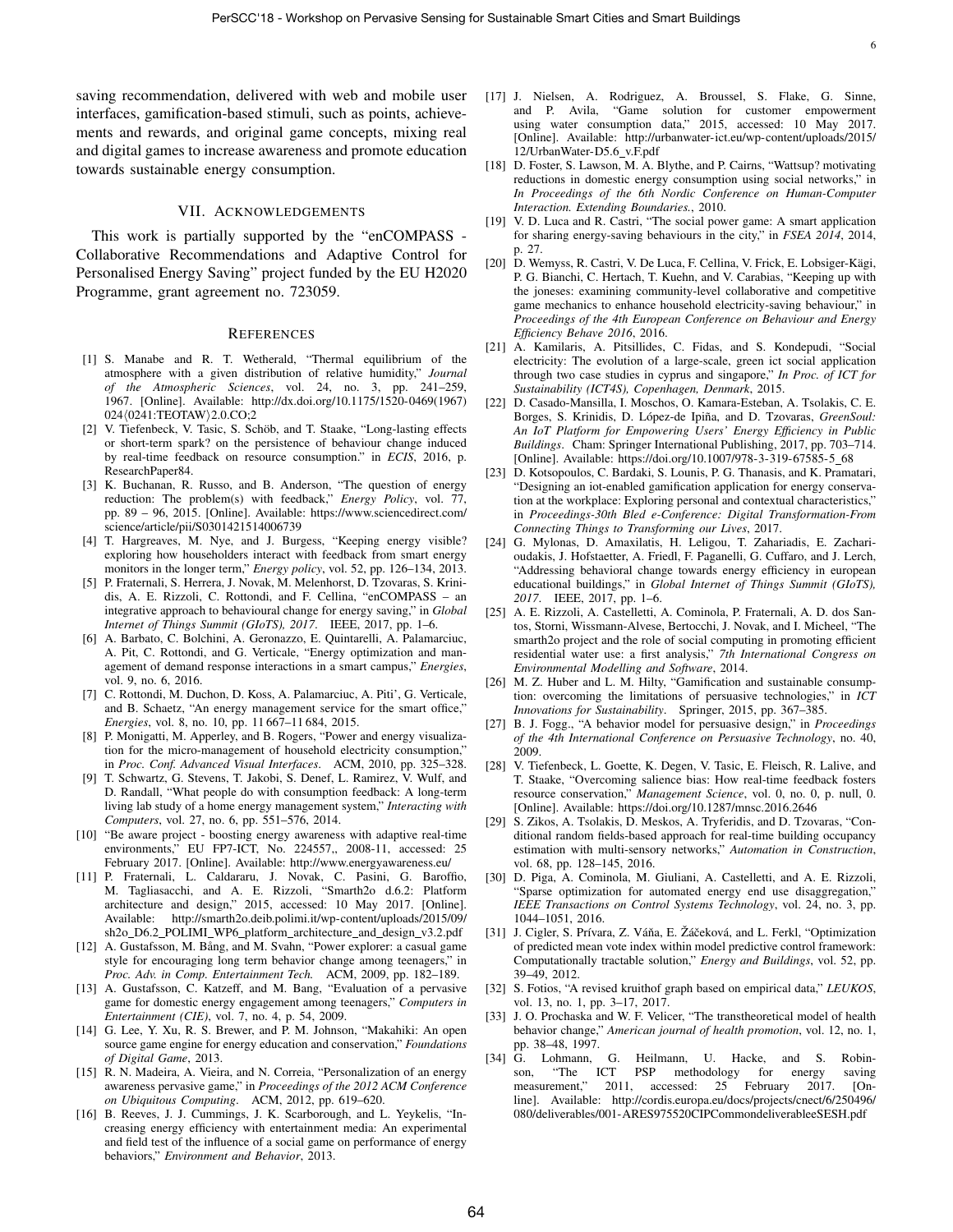saving recommendation, delivered with web and mobile user interfaces, gamification-based stimuli, such as points, achievements and rewards, and original game concepts, mixing real and digital games to increase awareness and promote education towards sustainable energy consumption.

## VII. Acknowledgements

This work is partially supported by the "enCOMPASS - Collaborative Recommendations and Adaptive Control for Personalised Energy Saving" project funded by the EU H2020 Programme, grant agreement no. 723059.

## References

[1] S. Manabe and R. T. Wetherald, "Thermal equilibrium of the atmosphere with a given distribution of relative humidity," *Journal of the Atmospheric Sciences*, vol. 24, no. 3, pp. 241–259, 1967. [Online]. Available: http://dx.doi.org/10.1175/1520-0469(1967)024⟨0241:TEOTAW⟩2.0.CO;2

[2] V. Tiefenbeck, V. Tasic, S. Schöb, and T. Staake, "Long-lasting effects or short-term spark? on the persistence of behaviour change induced by real-time feedback on resource consumption." in *ECIS*, 2016, p. ResearchPaper84.

[3] K. Buchanan, R. Russo, and B. Anderson, "The question of energy reduction: The problem(s) with feedback," *Energy Policy*, vol. 77, pp. 89 – 96, 2015. [Online]. Available: https://www.sciencedirect.com/science/article/pii/S0301421514006739

[4] T. Hargreaves, M. Nye, and J. Burgess, "Keeping energy visible? exploring how householders interact with feedback from smart energy monitors in the longer term," *Energy policy*, vol. 52, pp. 126–134, 2013.

[5] P. Fraternali, S. Herrera, J. Novak, M. Melenhorst, D. Tzovaras, S. Krinidis, A. E. Rizzoli, C. Rottondi, and F. Cellina, "enCOMPASS – an integrative approach to behavioural change for energy saving," in *Global Internet of Things Summit (GIoTS), 2017*. IEEE, 2017, pp. 1–6.

[6] A. Barbato, C. Bolchini, A. Geronazzo, E. Quintarelli, A. Palamarciuc, A. Pit, C. Rottondi, and G. Verticale, "Energy optimization and management of demand response interactions in a smart campus," *Energies*, vol. 9, no. 6, 2016.

[7] C. Rottondi, M. Duchon, D. Koss, A. Palamarciuc, A. Piti', G. Verticale, and B. Schaetz, "An energy management service for the smart office," *Energies*, vol. 8, no. 10, pp. 11 667–11 684, 2015.

[8] P. Monigatti, M. Apperley, and B. Rogers, "Power and energy visualization for the micro-management of household electricity consumption," in *Proc. Conf. Advanced Visual Interfaces*. ACM, 2010, pp. 325–328.

[9] T. Schwartz, G. Stevens, T. Jakobi, S. Denef, L. Ramirez, V. Wulf, and D. Randall, "What people do with consumption feedback: A long-term living lab study of a home energy management system," *Interacting with Computers*, vol. 27, no. 6, pp. 551–576, 2014.

[10] "Be aware project - boosting energy awareness with adaptive real-time environments," EU FP7-ICT, No. 224557,, 2008-11, accessed: 25 February 2017. [Online]. Available: http://www.energyawareness.eu/

[11] P. Fraternali, L. Caldararu, J. Novak, C. Pasini, G. Baroffio, M. Tagliasacchi, and A. E. Rizzoli, "Smarth2o d.6.2: Platform architecture and design," 2015, accessed: 10 May 2017. [Online]. Available: http://smarth2o.deib.polimi.it/wp-content/uploads/2015/09/sh2o_D6.2_POLIMI_WP6_platform_architecture_and_design_v3.2.pdf

[12] A. Gustafsson, M. Bång, and M. Svahn, "Power explorer: a casual game style for encouraging long term behavior change among teenagers," in *Proc. Adv. in Comp. Entertainment Tech.* ACM, 2009, pp. 182–189.

[13] A. Gustafsson, C. Katzeff, and M. Bang, "Evaluation of a pervasive game for domestic energy engagement among teenagers," *Computers in Entertainment (CIE)*, vol. 7, no. 4, p. 54, 2009.

[14] G. Lee, Y. Xu, R. S. Brewer, and P. M. Johnson, "Makahiki: An open source game engine for energy education and conservation," *Foundations of Digital Game*, 2013.

[15] R. N. Madeira, A. Vieira, and N. Correia, "Personalization of an energy awareness pervasive game," in *Proceedings of the 2012 ACM Conference on Ubiquitous Computing*. ACM, 2012, pp. 619–620.

[16] B. Reeves, J. J. Cummings, J. K. Scarborough, and L. Yeykelis, "Increasing energy efficiency with entertainment media: An experimental and field test of the influence of a social game on performance of energy behaviors," *Environment and Behavior*, 2013.

[17] J. Nielsen, A. Rodriguez, A. Broussel, S. Flake, G. Sinne, and P. Avila, "Game solution for customer empowerment using water consumption data," 2015, accessed: 10 May 2017. [Online]. Available: http://urbanwater-ict.eu/wp-content/uploads/2015/12/UrbanWater-D5.6_v.F.pdf

[18] D. Foster, S. Lawson, M. A. Blythe, and P. Cairns, "Wattsup? motivating reductions in domestic energy consumption using social networks," in *In Proceedings of the 6th Nordic Conference on Human-Computer Interaction. Extending Boundaries.*, 2010.

[19] V. D. Luca and R. Castri, "The social power game: A smart application for sharing energy-saving behaviours in the city," in *FSEA 2014*, 2014, p. 27.

[20] D. Wemyss, R. Castri, V. De Luca, F. Cellina, V. Frick, E. Lobsiger-Kägi, P. G. Bianchi, C. Hertach, T. Kuehn, and V. Carabias, "Keeping up with the joneses: examining community-level collaborative and competitive game mechanics to enhance household electricity-saving behaviour," in *Proceedings of the 4th European Conference on Behaviour and Energy Efficiency Behave 2016*, 2016.

[21] A. Kamilaris, A. Pitsillides, C. Fidas, and S. Kondepudi, "Social electricity: The evolution of a large-scale, green ict social application through two case studies in cyprus and singapore," *In Proc. of ICT for Sustainability (ICT4S), Copenhagen, Denmark*, 2015.

[22] D. Casado-Mansilla, I. Moschos, O. Kamara-Esteban, A. Tsolakis, C. E. Borges, S. Krinidis, D. López-de Ipiña, and D. Tzovaras, *GreenSoul: An IoT Platform for Empowering Users' Energy Efficiency in Public Buildings*. Cham: Springer International Publishing, 2017, pp. 703–714. [Online]. Available: https://doi.org/10.1007/978-3-319-67585-5_68

[23] D. Kotsopoulos, C. Bardaki, S. Lounis, P. G. Thanasis, and K. Pramatari, "Designing an iot-enabled gamification application for energy conservation at the workplace: Exploring personal and contextual characteristics," in *Proceedings-30th Bled e-Conference: Digital Transformation-From Connecting Things to Transforming our Lives*, 2017.

[24] G. Mylonas, D. Amaxilatis, H. Leligou, T. Zahariadis, E. Zacharioudakis, J. Hofstaetter, A. Friedl, F. Paganelli, G. Cuffaro, and J. Lerch, "Addressing behavioral change towards energy efficiency in european educational buildings," in *Global Internet of Things Summit (GIoTS), 2017*. IEEE, 2017, pp. 1–6.

[25] A. E. Rizzoli, A. Castelletti, A. Cominola, P. Fraternali, A. D. dos Santos, Storni, Wissmann-Alvese, Bertocchi, J. Novak, and I. Micheel, "The smarth2o project and the role of social computing in promoting efficient residential water use: a first analysis," *7th International Congress on Environmental Modelling and Software*, 2014.

[26] M. Z. Huber and L. M. Hilty, "Gamification and sustainable consumption: overcoming the limitations of persuasive technologies," in *ICT Innovations for Sustainability*. Springer, 2015, pp. 367–385.

[27] B. J. Fogg., "A behavior model for persuasive design," in *Proceedings of the 4th International Conference on Persuasive Technology*, no. 40, 2009.

[28] V. Tiefenbeck, L. Goette, K. Degen, V. Tasic, E. Fleisch, R. Lalive, and T. Staake, "Overcoming salience bias: How real-time feedback fosters resource conservation," *Management Science*, vol. 0, no. 0, p. null, 0. [Online]. Available: https://doi.org/10.1287/mnsc.2016.2646

[29] S. Zikos, A. Tsolakis, D. Meskos, A. Tryferidis, and D. Tzovaras, "Conditional random fields-based approach for real-time building occupancy estimation with multi-sensory networks," *Automation in Construction*, vol. 68, pp. 128–145, 2016.

[30] D. Piga, A. Cominola, M. Giuliani, A. Castelletti, and A. E. Rizzoli, "Sparse optimization for automated energy end use disaggregation," *IEEE Transactions on Control Systems Technology*, vol. 24, no. 3, pp. 1044–1051, 2016.

[31] J. Cigler, S. Prívara, Z. Váňa, E. Žáčeková, and L. Ferkl, "Optimization of predicted mean vote index within model predictive control framework: Computationally tractable solution," *Energy and Buildings*, vol. 52, pp. 39–49, 2012.

[32] S. Fotios, "A revised kruithof graph based on empirical data," *LEUKOS*, vol. 13, no. 1, pp. 3–17, 2017.

[33] J. O. Prochaska and W. F. Velicer, "The transtheoretical model of health behavior change," *American journal of health promotion*, vol. 12, no. 1, pp. 38–48, 1997.

[34] G. Lohmann, G. Heilmann, U. Hacke, and S. Robinson, "The ICT PSP methodology for energy saving measurement," 2011, accessed: 25 February 2017. [Online]. Available: http://cordis.europa.eu/docs/projects/cnect/6/250496/080/deliverables/001-ARES975520CIPCommondeliverableeSESH.pdf